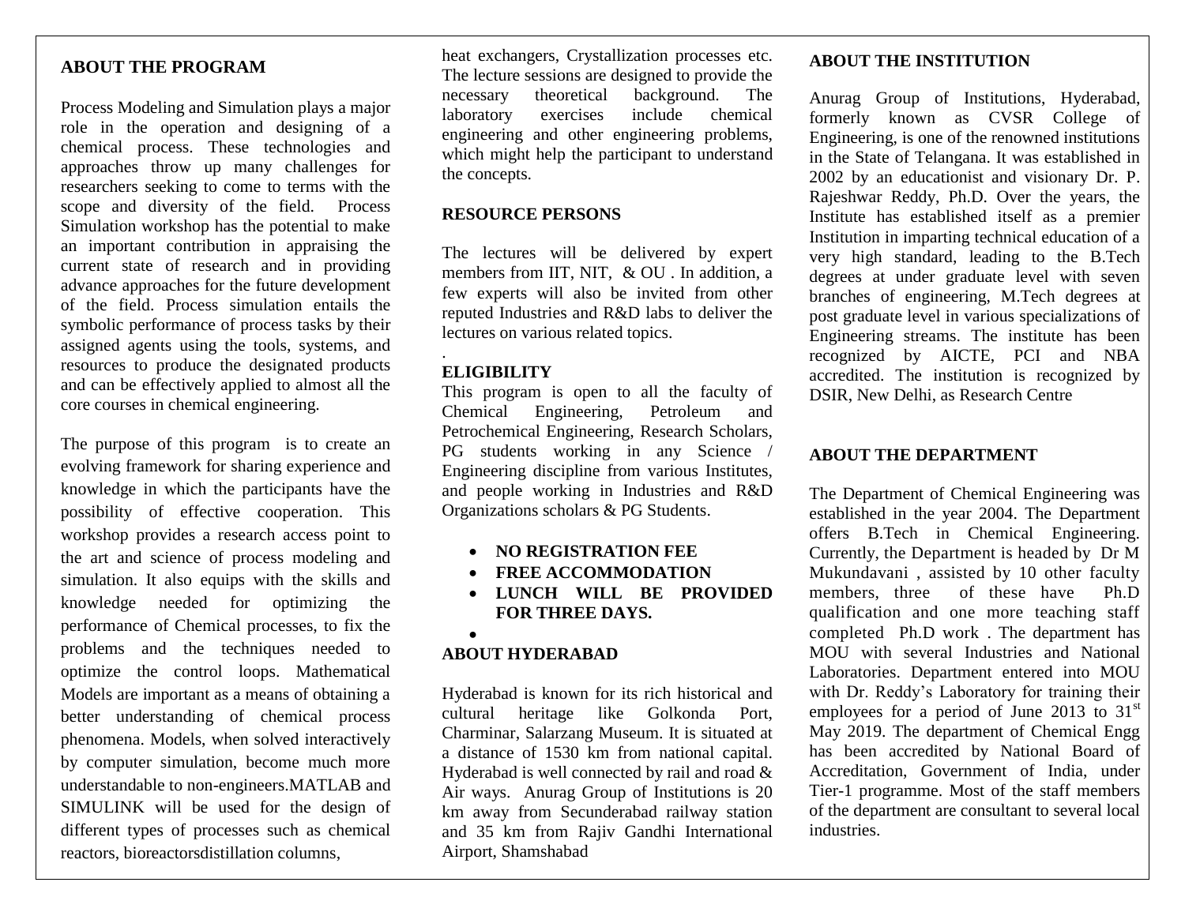## ABOUT THE PROGRAM

Process Modeling and Simulation plays a major role in the operation and designing of a chemical process. These technologies and approaches throw up many challenges for researchers seeking to come to terms with the scope and diversity of the field. Process Simulation workshop has the potential to make an important contribution in appraising the current state of research and in providing advance approaches for the future development of the field. Process simulation entails the symbolic performance of process tasks by their assigned agents using the tools, systems, and resources to produce the designated products and can be effectively applied to almost all the core courses in chemical engineering.

The purpose of this program is to create an evolving framework for sharing experience and knowledge in which the participants have the possibility of effective cooperation. This workshop provides a research access point to the art and science of process modeling and simulation. It also equips with the skills and knowledge needed for optimizing the performance of Chemical processes, to fix the problems and the techniques needed to optimize the control loops. Mathematical Models are important as a means of obtaining a better understanding of chemical process phenomena. Models, when solved interactively by computer simulation, become much more understandable to non-engineers.MATLAB and SIMULINK will be used for the design of different types of processes such as chemical reactors, bioreactorsdistillation columns, heat exchangers, Crystallization processes etc. The lecture sessions are designed to provide the necessary theoretical background. The laboratory exercises include chemical engineering and other engineering problems, which might help the participant to understand the concepts.

## RESOURCE PERSONS

The lectures will be delivered by expert members from IIT, NIT, & OU . In addition, a few experts will also be invited from other reputed Industries and R&D labs to deliver the lectures on various related topics.

.

## ELIGIBILITY

This program is open to all the faculty of Chemical Engineering, Petroleum and Petrochemical Engineering, Research Scholars, PG students working in any Science / Engineering discipline from various Institutes, and people working in Industries and R&D Organizations scholars & PG Students.

- **NO REGISTRATION FEE**
- **FREE ACCOMMODATION**
- **LUNCH WILL BE PROVIDED FOR THREE DAYS.**
-

## ABOUT HYDERABAD

Hyderabad is known for its rich historical and cultural heritage like Golkonda Port, Charminar, Salarzang Museum. It is situated at a distance of 1530 km from national capital. Hyderabad is well connected by rail and road & Air ways. Anurag Group of Institutions is 20 km away from Secunderabad railway station and 35 km from Rajiv Gandhi International Airport, Shamshabad

## ABOUT THE INSTITUTION

Anurag Group of Institutions, Hyderabad, formerly known as CVSR College of Engineering, is one of the renowned institutions in the State of Telangana. It was established in 2002 by an educationist and visionary Dr. P. Rajeshwar Reddy, Ph.D. Over the years, the Institute has established itself as a premier Institution in imparting technical education of a very high standard, leading to the B.Tech degrees at under graduate level with seven branches of engineering, M.Tech degrees at post graduate level in various specializations of Engineering streams. The institute has been recognized by AICTE, PCI and NBA accredited. The institution is recognized by DSIR, New Delhi, as Research Centre

## ABOUT THE DEPARTMENT

The Department of Chemical Engineering was established in the year 2004. The Department offers B.Tech in Chemical Engineering. Currently, the Department is headed by Dr M Mukundavani , assisted by 10 other faculty members, three of these have Ph.D qualification and one more teaching staff completed Ph.D work . The department has MOU with several Industries and National Laboratories. Department entered into MOU with Dr. Reddy's Laboratory for training their employees for a period of June 2013 to 31st May 2019. The department of Chemical Engg has been accredited by National Board of Accreditation, Government of India, under Tier-1 programme. Most of the staff members of the department are consultant to several local industries.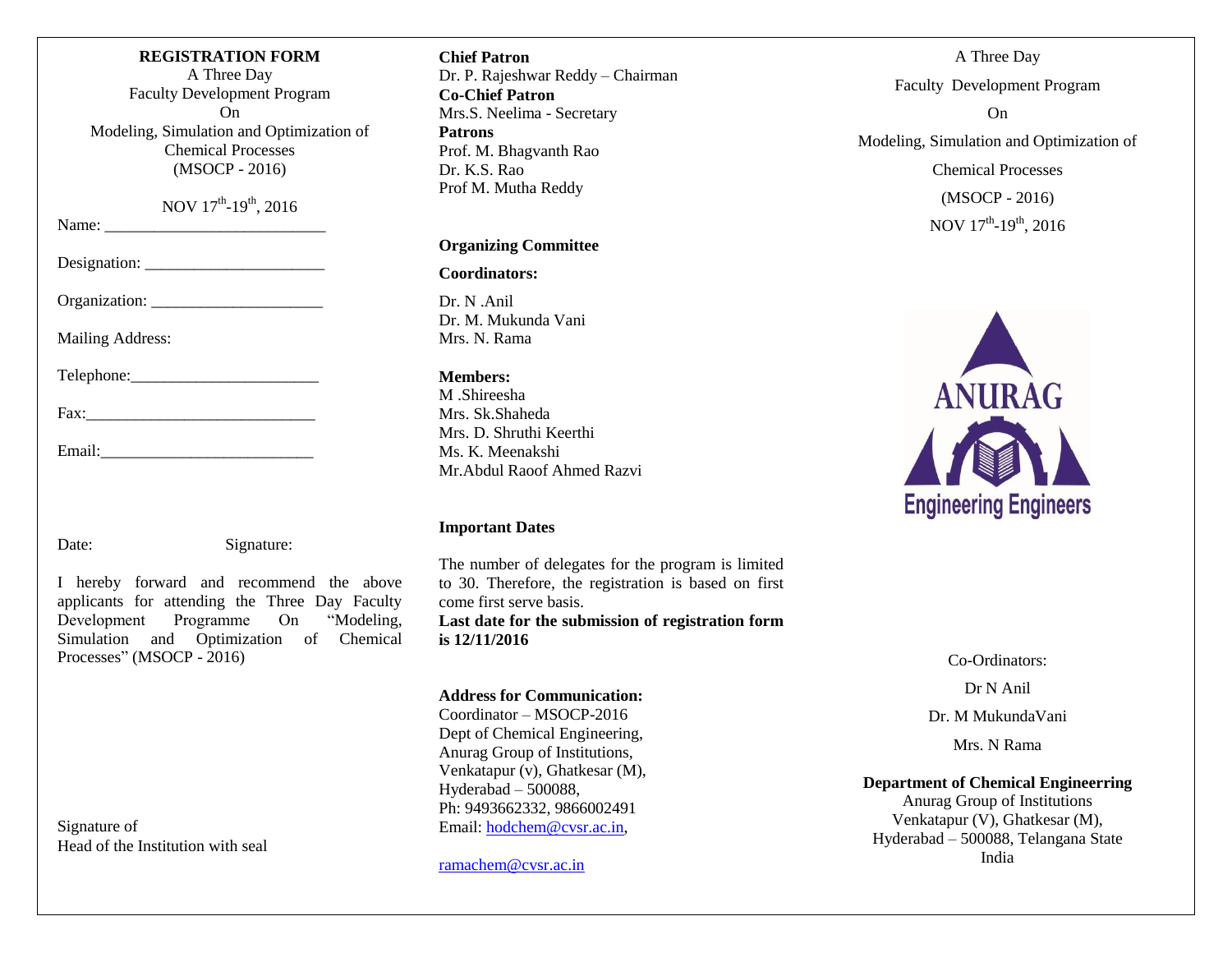**REGISTRATION FORM**

A Three Day
Faculty Development Program
On
Modeling, Simulation and Optimization of Chemical Processes
(MSOCP - 2016)

NOV $17^{th}$-$19^{th}$, 2016

Name: ___________________________

Designation: ______________________

Organization: _____________________

Mailing Address:

Telephone:_______________________

Fax:____________________________

Email:__________________________

Date: Signature:

I hereby forward and recommend the above applicants for attending the Three Day Faculty Development Programme On "Modeling, Simulation and Optimization of Chemical Processes" (MSOCP - 2016)

Signature of
Head of the Institution with seal

**Chief Patron**
Dr. P. Rajeshwar Reddy – Chairman

**Co-Chief Patron**
Mrs.S. Neelima - Secretary

**Patrons**
Prof. M. Bhagvanth Rao
Dr. K.S. Rao
Prof M. Mutha Reddy

**Organizing Committee**

**Coordinators:**

Dr. N .Anil
Dr. M. Mukunda Vani
Mrs. N. Rama

**Members:**
M .Shireesha
Mrs. Sk.Shaheda
Mrs. D. Shruthi Keerthi
Ms. K. Meenakshi
Mr.Abdul Raoof Ahmed Razvi

**Important Dates**

The number of delegates for the program is limited to 30. Therefore, the registration is based on first come first serve basis.
**Last date for the submission of registration form is 12/11/2016**

**Address for Communication:**
Coordinator – MSOCP-2016
Dept of Chemical Engineering,
Anurag Group of Institutions,
Venkatapur (v), Ghatkesar (M),
Hyderabad – 500088,
Ph: 9493662332, 9866002491
Email: hodchem@cvsr.ac.in,

ramachem@cvsr.ac.in

A Three Day
Faculty Development Program
On
Modeling, Simulation and Optimization of Chemical Processes
(MSOCP - 2016)
NOV $17^{th}$-$19^{th}$, 2016

ANURAG
Engineering Engineers

Co-Ordinators:
Dr N Anil
Dr. M MukundaVani
Mrs. N Rama

**Department of Chemical Engineerring**
Anurag Group of Institutions
Venkatapur (V), Ghatkesar (M),
Hyderabad – 500088, Telangana State
India